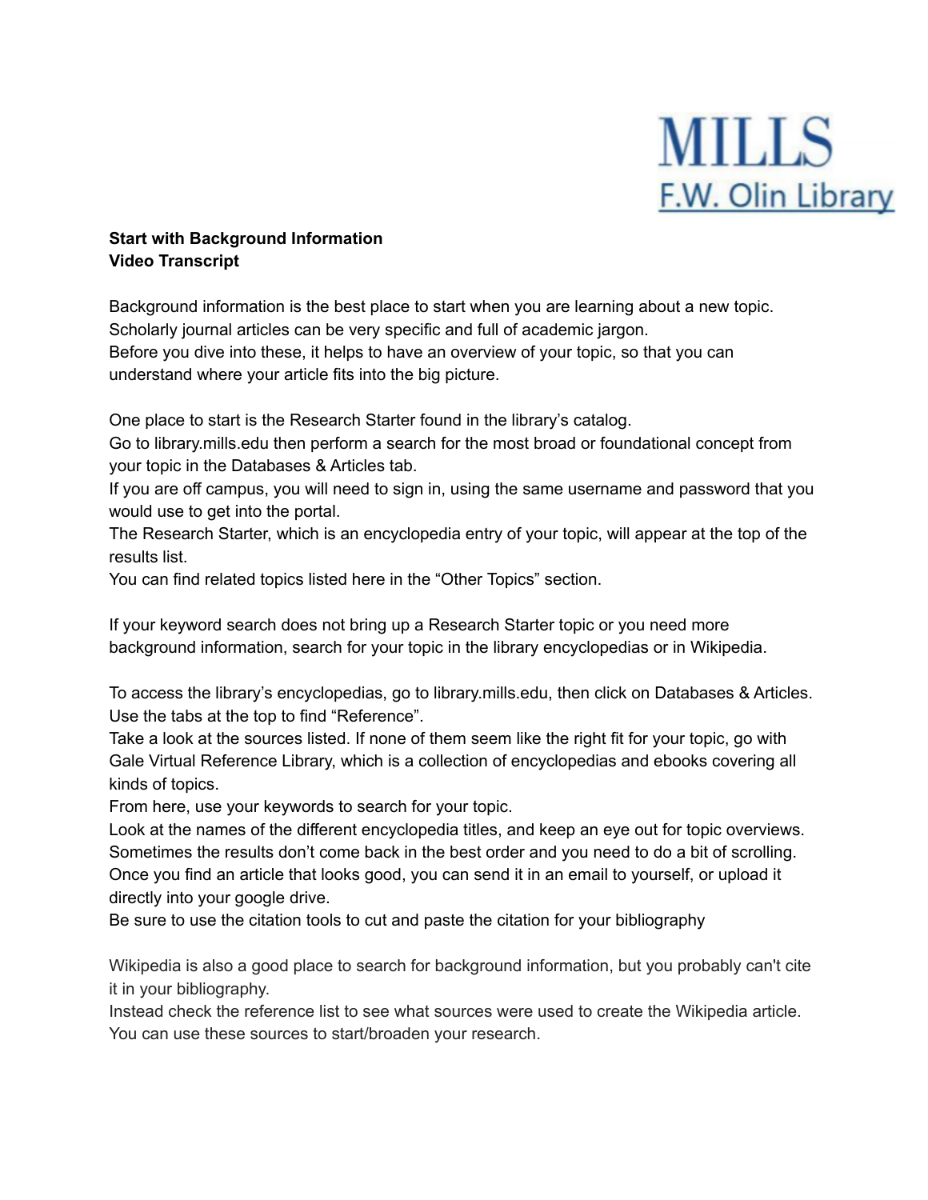MILLS
F.W. Olin Library

**Start with Background Information**
**Video Transcript**

Background information is the best place to start when you are learning about a new topic. Scholarly journal articles can be very specific and full of academic jargon. Before you dive into these, it helps to have an overview of your topic, so that you can understand where your article fits into the big picture.

One place to start is the Research Starter found in the library's catalog. Go to library.mills.edu then perform a search for the most broad or foundational concept from your topic in the Databases & Articles tab. If you are off campus, you will need to sign in, using the same username and password that you would use to get into the portal. The Research Starter, which is an encyclopedia entry of your topic, will appear at the top of the results list. You can find related topics listed here in the "Other Topics" section.

If your keyword search does not bring up a Research Starter topic or you need more background information, search for your topic in the library encyclopedias or in Wikipedia.

To access the library's encyclopedias, go to library.mills.edu, then click on Databases & Articles. Use the tabs at the top to find "Reference". Take a look at the sources listed. If none of them seem like the right fit for your topic, go with Gale Virtual Reference Library, which is a collection of encyclopedias and ebooks covering all kinds of topics. From here, use your keywords to search for your topic. Look at the names of the different encyclopedia titles, and keep an eye out for topic overviews. Sometimes the results don't come back in the best order and you need to do a bit of scrolling. Once you find an article that looks good, you can send it in an email to yourself, or upload it directly into your google drive. Be sure to use the citation tools to cut and paste the citation for your bibliography

Wikipedia is also a good place to search for background information, but you probably can't cite it in your bibliography. Instead check the reference list to see what sources were used to create the Wikipedia article. You can use these sources to start/broaden your research.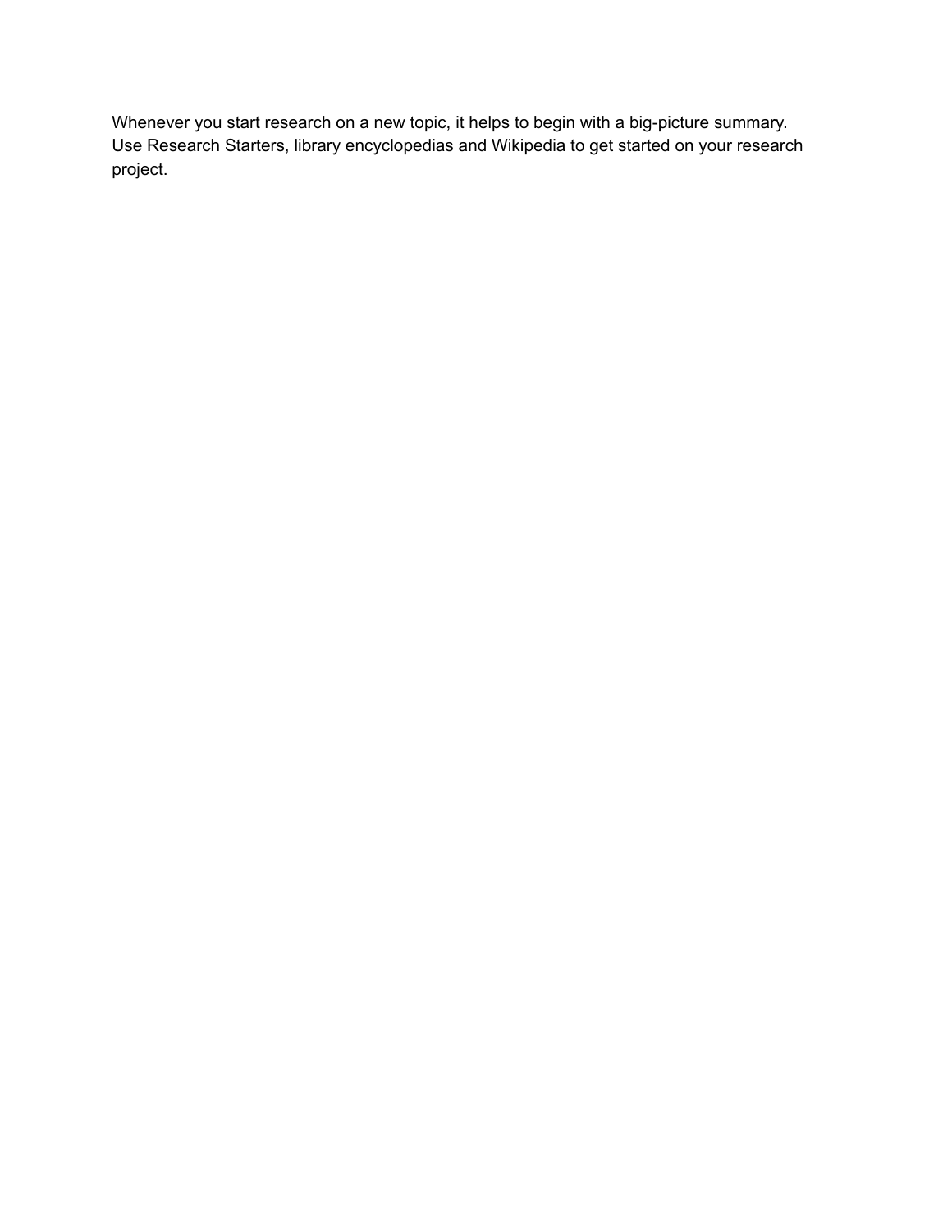Whenever you start research on a new topic, it helps to begin with a big-picture summary. Use Research Starters, library encyclopedias and Wikipedia to get started on your research project.